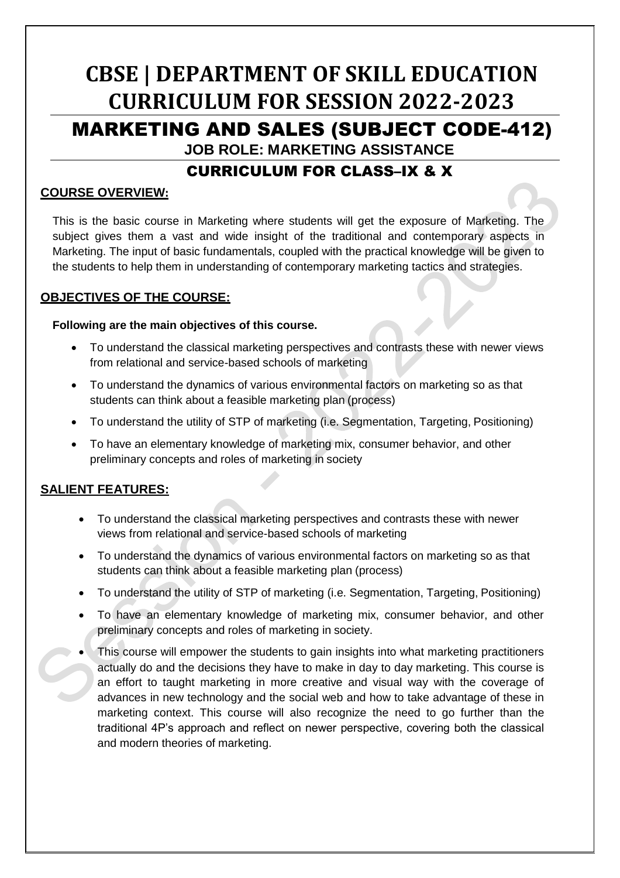# CBSE | DEPARTMENT OF SKILL EDUCATION CURRICULUM FOR SESSION 2022-2023

## MARKETING AND SALES (SUBJECT CODE-412)

### JOB ROLE: MARKETING ASSISTANCE

## CURRICULUM FOR CLASS–IX & X

**COURSE OVERVIEW:**

This is the basic course in Marketing where students will get the exposure of Marketing. The subject gives them a vast and wide insight of the traditional and contemporary aspects in Marketing. The input of basic fundamentals, coupled with the practical knowledge will be given to the students to help them in understanding of contemporary marketing tactics and strategies.

**OBJECTIVES OF THE COURSE:**

**Following are the main objectives of this course.**

- To understand the classical marketing perspectives and contrasts these with newer views from relational and service-based schools of marketing
- To understand the dynamics of various environmental factors on marketing so as that students can think about a feasible marketing plan (process)
- To understand the utility of STP of marketing (i.e. Segmentation, Targeting, Positioning)
- To have an elementary knowledge of marketing mix, consumer behavior, and other preliminary concepts and roles of marketing in society

**SALIENT FEATURES:**

- To understand the classical marketing perspectives and contrasts these with newer views from relational and service-based schools of marketing
- To understand the dynamics of various environmental factors on marketing so as that students can think about a feasible marketing plan (process)
- To understand the utility of STP of marketing (i.e. Segmentation, Targeting, Positioning)
- To have an elementary knowledge of marketing mix, consumer behavior, and other preliminary concepts and roles of marketing in society.
- This course will empower the students to gain insights into what marketing practitioners actually do and the decisions they have to make in day to day marketing. This course is an effort to taught marketing in more creative and visual way with the coverage of advances in new technology and the social web and how to take advantage of these in marketing context. This course will also recognize the need to go further than the traditional 4P's approach and reflect on newer perspective, covering both the classical and modern theories of marketing.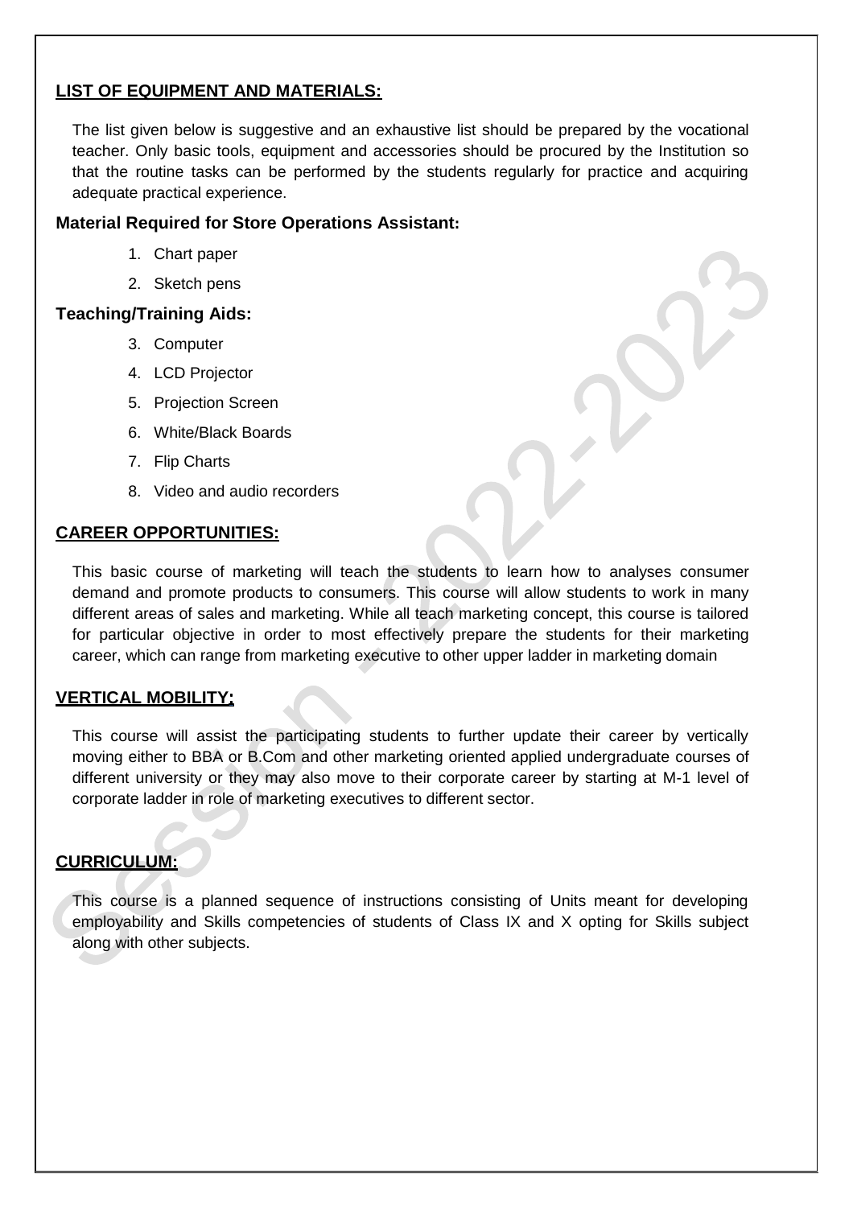## LIST OF EQUIPMENT AND MATERIALS:

The list given below is suggestive and an exhaustive list should be prepared by the vocational teacher. Only basic tools, equipment and accessories should be procured by the Institution so that the routine tasks can be performed by the students regularly for practice and acquiring adequate practical experience.

### Material Required for Store Operations Assistant:

1. Chart paper
2. Sketch pens

### Teaching/Training Aids:

3. Computer
4. LCD Projector
5. Projection Screen
6. White/Black Boards
7. Flip Charts
8. Video and audio recorders

## CAREER OPPORTUNITIES:

This basic course of marketing will teach the students to learn how to analyses consumer demand and promote products to consumers. This course will allow students to work in many different areas of sales and marketing. While all teach marketing concept, this course is tailored for particular objective in order to most effectively prepare the students for their marketing career, which can range from marketing executive to other upper ladder in marketing domain

## VERTICAL MOBILITY:

This course will assist the participating students to further update their career by vertically moving either to BBA or B.Com and other marketing oriented applied undergraduate courses of different university or they may also move to their corporate career by starting at M-1 level of corporate ladder in role of marketing executives to different sector.

## CURRICULUM:

This course is a planned sequence of instructions consisting of Units meant for developing employability and Skills competencies of students of Class IX and X opting for Skills subject along with other subjects.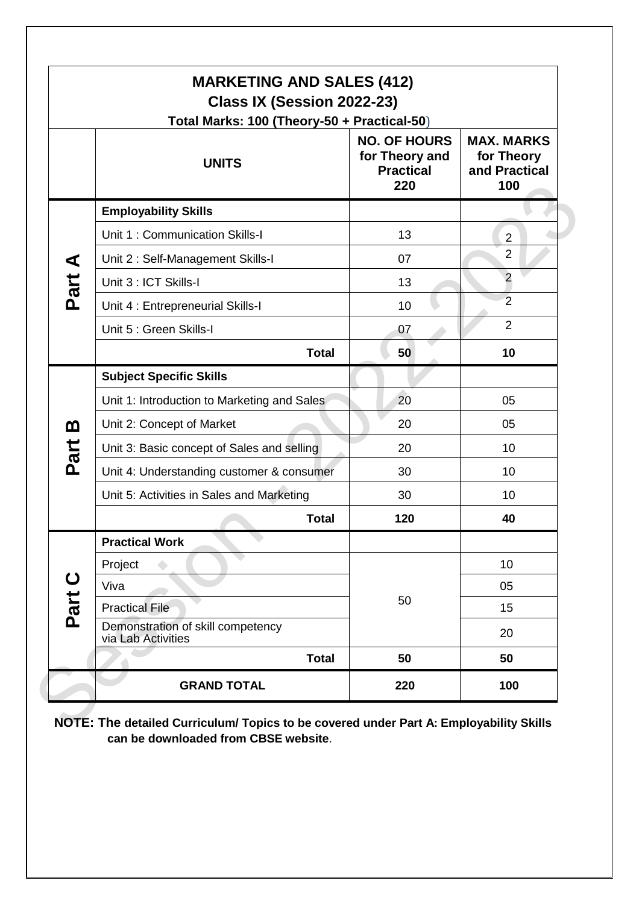# MARKETING AND SALES (412)
## Class IX (Session 2022-23)
**Total Marks: 100 (Theory-50 + Practical-50)**

| | UNITS | NO. OF HOURS for Theory and Practical 220 | MAX. MARKS for Theory and Practical 100 |
|---|---|---|---|
| Part A | **Employability Skills** | | |
| | Unit 1 : Communication Skills-I | 13 | 2 |
| | Unit 2 : Self-Management Skills-I | 07 | 2 |
| | Unit 3 : ICT Skills-I | 13 | 2 |
| | Unit 4 : Entrepreneurial Skills-I | 10 | 2 |
| | Unit 5 : Green Skills-I | 07 | 2 |
| | **Total** | **50** | **10** |
| Part B | **Subject Specific Skills** | | |
| | Unit 1: Introduction to Marketing and Sales | 20 | 05 |
| | Unit 2: Concept of Market | 20 | 05 |
| | Unit 3: Basic concept of Sales and selling | 20 | 10 |
| | Unit 4: Understanding customer & consumer | 30 | 10 |
| | Unit 5: Activities in Sales and Marketing | 30 | 10 |
| | **Total** | **120** | **40** |
| Part C | **Practical Work** | | |
| | Project | 50 | 10 |
| | Viva | | 05 |
| | Practical File | | 15 |
| | Demonstration of skill competency via Lab Activities | | 20 |
| | **Total** | **50** | **50** |
| | **GRAND TOTAL** | **220** | **100** |

**NOTE: The detailed Curriculum/ Topics to be covered under Part A: Employability Skills can be downloaded from CBSE website**.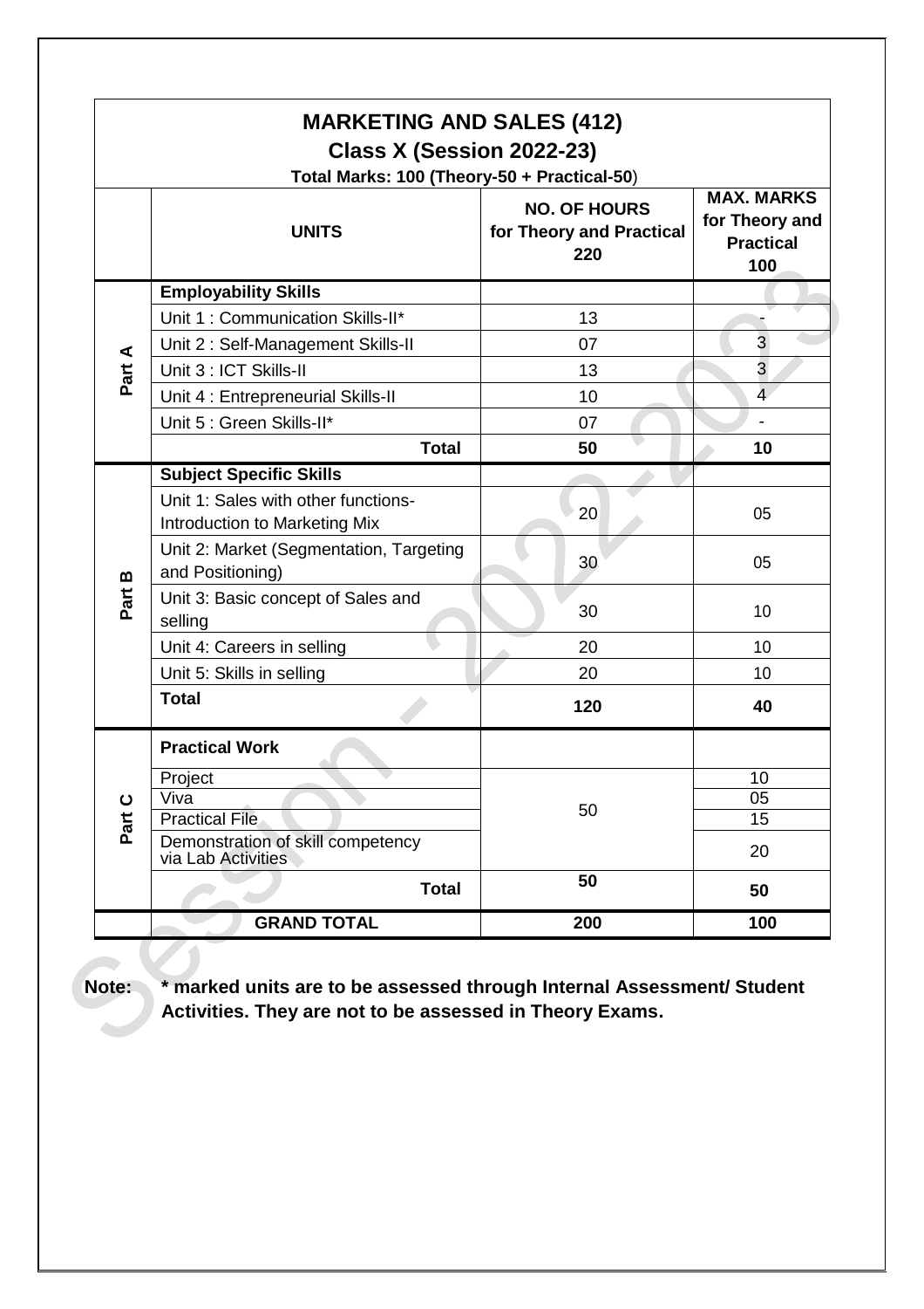| | **MARKETING AND SALES (412)**<br>**Class X (Session 2022-23)**<br>**Total Marks: 100 (Theory-50 + Practical-50)** | | |
|---|---|---|---|
| | **UNITS** | **NO. OF HOURS for Theory and Practical 220** | **MAX. MARKS for Theory and Practical 100** |
| **Part A** | **Employability Skills** | | |
| | Unit 1 : Communication Skills-II* | 13 | - |
| | Unit 2 : Self-Management Skills-II | 07 | 3 |
| | Unit 3 : ICT Skills-II | 13 | 3 |
| | Unit 4 : Entrepreneurial Skills-II | 10 | 4 |
| | Unit 5 : Green Skills-II* | 07 | - |
| | **Total** | **50** | **10** |
| **Part B** | **Subject Specific Skills** | | |
| | Unit 1: Sales with other functions-Introduction to Marketing Mix | 20 | 05 |
| | Unit 2: Market (Segmentation, Targeting and Positioning) | 30 | 05 |
| | Unit 3: Basic concept of Sales and selling | 30 | 10 |
| | Unit 4: Careers in selling | 20 | 10 |
| | Unit 5: Skills in selling | 20 | 10 |
| | **Total** | **120** | **40** |
| **Part C** | **Practical Work** | | |
| | Project | 50 | 10 |
| | Viva | | 05 |
| | Practical File | | 15 |
| | Demonstration of skill competency via Lab Activities | | 20 |
| | **Total** | **50** | **50** |
| | **GRAND TOTAL** | **200** | **100** |

**Note:** **\* marked units are to be assessed through Internal Assessment/ Student Activities. They are not to be assessed in Theory Exams.**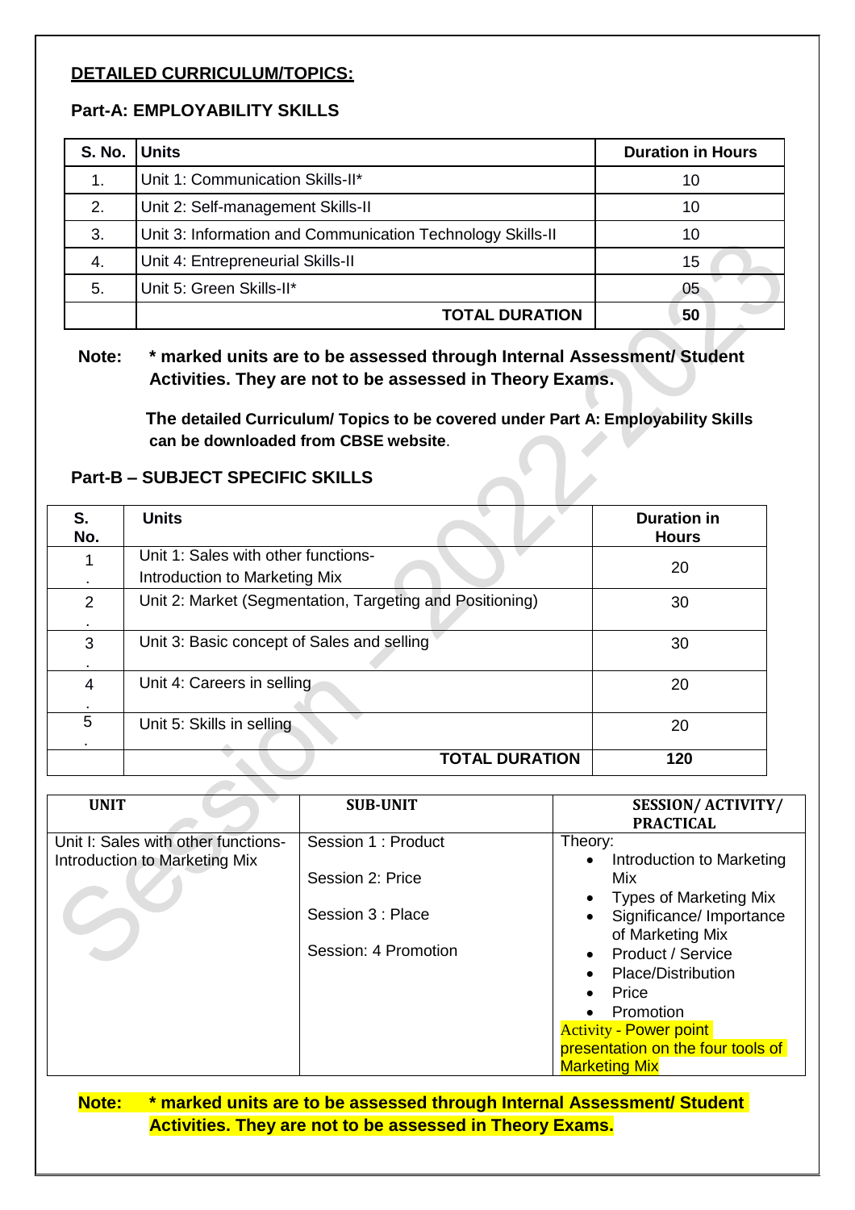## DETAILED CURRICULUM/TOPICS:

### Part-A: EMPLOYABILITY SKILLS

| S. No. | Units | Duration in Hours |
|---|---|---|
| 1. | Unit 1: Communication Skills-II* | 10 |
| 2. | Unit 2: Self-management Skills-II | 10 |
| 3. | Unit 3: Information and Communication Technology Skills-II | 10 |
| 4. | Unit 4: Entrepreneurial Skills-II | 15 |
| 5. | Unit 5: Green Skills-II* | 05 |
| | **TOTAL DURATION** | **50** |

**Note: * marked units are to be assessed through Internal Assessment/ Student Activities. They are not to be assessed in Theory Exams.**

**The detailed Curriculum/ Topics to be covered under Part A: Employability Skills can be downloaded from CBSE website**.

### Part-B – SUBJECT SPECIFIC SKILLS

| S. No. | Units | Duration in Hours |
|---|---|---|
| 1. | Unit 1: Sales with other functions- Introduction to Marketing Mix | 20 |
| 2. | Unit 2: Market (Segmentation, Targeting and Positioning) | 30 |
| 3. | Unit 3: Basic concept of Sales and selling | 30 |
| 4. | Unit 4: Careers in selling | 20 |
| 5. | Unit 5: Skills in selling | 20 |
| | **TOTAL DURATION** | **120** |

| UNIT | SUB-UNIT | SESSION/ ACTIVITY/ PRACTICAL |
|---|---|---|
| Unit I: Sales with other functions- Introduction to Marketing Mix | Session 1 : Product<br><br>Session 2: Price<br><br>Session 3 : Place<br><br>Session: 4 Promotion | Theory:<br>• Introduction to Marketing Mix<br>• Types of Marketing Mix<br>• Significance/ Importance of Marketing Mix<br>• Product / Service<br>• Place/Distribution<br>• Price<br>• Promotion<br>Activity - Power point presentation on the four tools of Marketing Mix |

**Note: * marked units are to be assessed through Internal Assessment/ Student Activities. They are not to be assessed in Theory Exams.**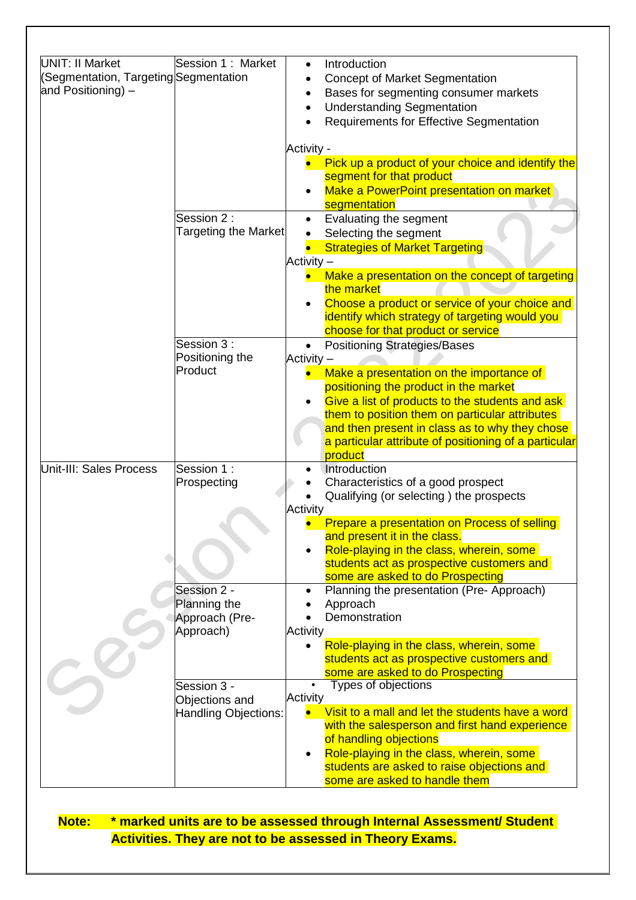| | | |
|---|---|---|
| UNIT: II Market (Segmentation, Targeting and Positioning) – | Session 1 : Market Segmentation | • Introduction<br>• Concept of Market Segmentation<br>• Bases for segmenting consumer markets<br>• Understanding Segmentation<br>• Requirements for Effective Segmentation<br><br>Activity -<br>• Pick up a product of your choice and identify the segment for that product<br>• Make a PowerPoint presentation on market segmentation |
| | Session 2 : Targeting the Market | • Evaluating the segment<br>• Selecting the segment<br>• Strategies of Market Targeting<br>Activity –<br>• Make a presentation on the concept of targeting the market<br>• Choose a product or service of your choice and identify which strategy of targeting would you choose for that product or service |
| | Session 3 : Positioning the Product | • Positioning Strategies/Bases<br>Activity –<br>• Make a presentation on the importance of positioning the product in the market<br>• Give a list of products to the students and ask them to position them on particular attributes and then present in class as to why they chose a particular attribute of positioning of a particular product |
| Unit-III: Sales Process | Session 1 : Prospecting | • Introduction<br>• Characteristics of a good prospect<br>• Qualifying (or selecting ) the prospects<br>Activity<br>• Prepare a presentation on Process of selling and present it in the class.<br>• Role-playing in the class, wherein, some students act as prospective customers and some are asked to do Prospecting |
| | Session 2 - Planning the Approach (Pre-Approach) | • Planning the presentation (Pre- Approach)<br>• Approach<br>• Demonstration<br>Activity<br>• Role-playing in the class, wherein, some students act as prospective customers and some are asked to do Prospecting |
| | Session 3 - Objections and Handling Objections: | • Types of objections<br>Activity<br>• Visit to a mall and let the students have a word with the salesperson and first hand experience of handling objections<br>• Role-playing in the class, wherein, some students are asked to raise objections and some are asked to handle them |

**Note: * marked units are to be assessed through Internal Assessment/ Student Activities. They are not to be assessed in Theory Exams.**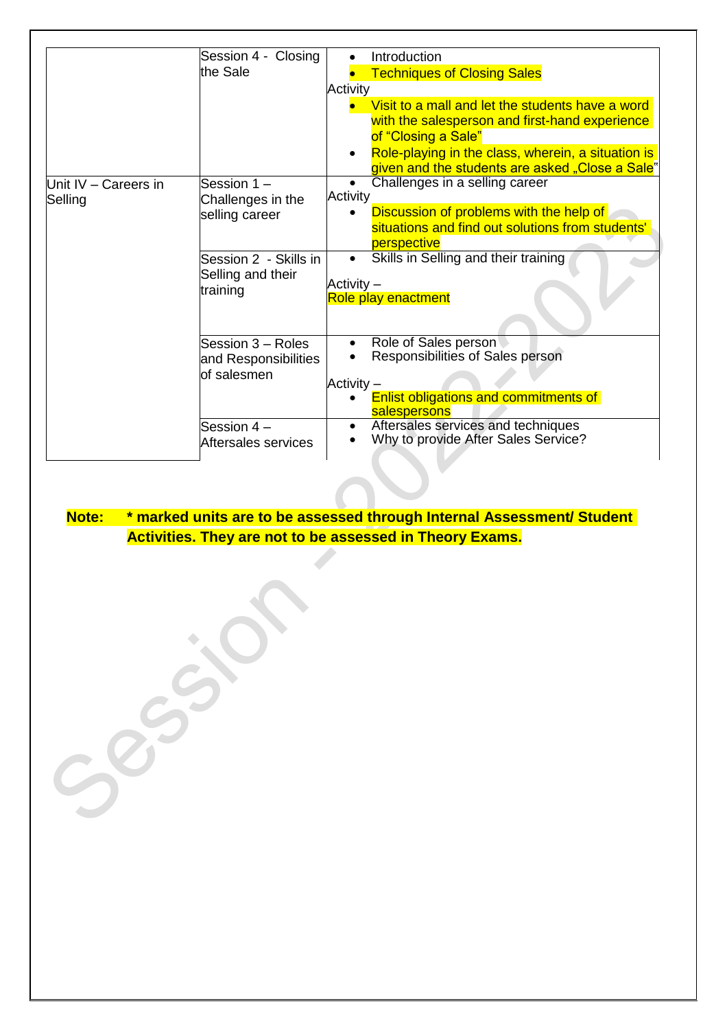| | | |
|---|---|---|
| | Session 4 - Closing the Sale | • Introduction<br>• Techniques of Closing Sales<br>Activity<br>• Visit to a mall and let the students have a word with the salesperson and first-hand experience of "Closing a Sale"<br>• Role-playing in the class, wherein, a situation is given and the students are asked „Close a Sale" |
| Unit IV – Careers in Selling | Session 1 – Challenges in the selling career | • Challenges in a selling career<br>Activity<br>• Discussion of problems with the help of situations and find out solutions from students' perspective |
| | Session 2 - Skills in Selling and their training | • Skills in Selling and their training<br>Activity –<br>Role play enactment |
| | Session 3 – Roles and Responsibilities of salesmen | • Role of Sales person<br>• Responsibilities of Sales person<br>Activity –<br>• Enlist obligations and commitments of salespersons |
| | Session 4 – Aftersales services | • Aftersales services and techniques<br>• Why to provide After Sales Service? |

**Note: * marked units are to be assessed through Internal Assessment/ Student Activities. They are not to be assessed in Theory Exams.**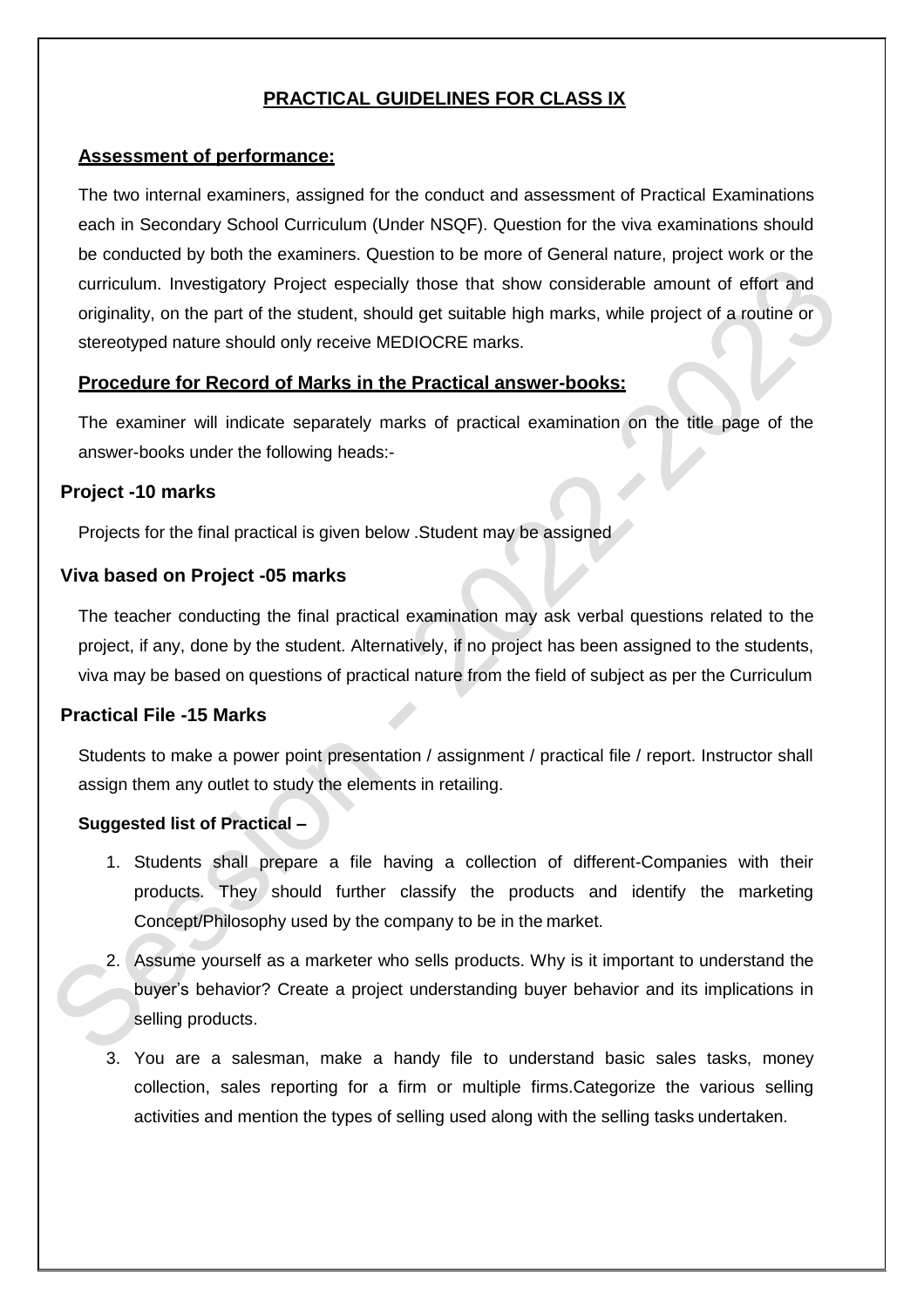## PRACTICAL GUIDELINES FOR CLASS IX

### Assessment of performance:

The two internal examiners, assigned for the conduct and assessment of Practical Examinations each in Secondary School Curriculum (Under NSQF). Question for the viva examinations should be conducted by both the examiners. Question to be more of General nature, project work or the curriculum. Investigatory Project especially those that show considerable amount of effort and originality, on the part of the student, should get suitable high marks, while project of a routine or stereotyped nature should only receive MEDIOCRE marks.

### Procedure for Record of Marks in the Practical answer-books:

The examiner will indicate separately marks of practical examination on the title page of the answer-books under the following heads:-

### Project -10 marks

Projects for the final practical is given below .Student may be assigned

### Viva based on Project -05 marks

The teacher conducting the final practical examination may ask verbal questions related to the project, if any, done by the student. Alternatively, if no project has been assigned to the students, viva may be based on questions of practical nature from the field of subject as per the Curriculum

### Practical File -15 Marks

Students to make a power point presentation / assignment / practical file / report. Instructor shall assign them any outlet to study the elements in retailing.

**Suggested list of Practical –**

1. Students shall prepare a file having a collection of different-Companies with their products. They should further classify the products and identify the marketing Concept/Philosophy used by the company to be in the market.
2. Assume yourself as a marketer who sells products. Why is it important to understand the buyer's behavior? Create a project understanding buyer behavior and its implications in selling products.
3. You are a salesman, make a handy file to understand basic sales tasks, money collection, sales reporting for a firm or multiple firms.Categorize the various selling activities and mention the types of selling used along with the selling tasks undertaken.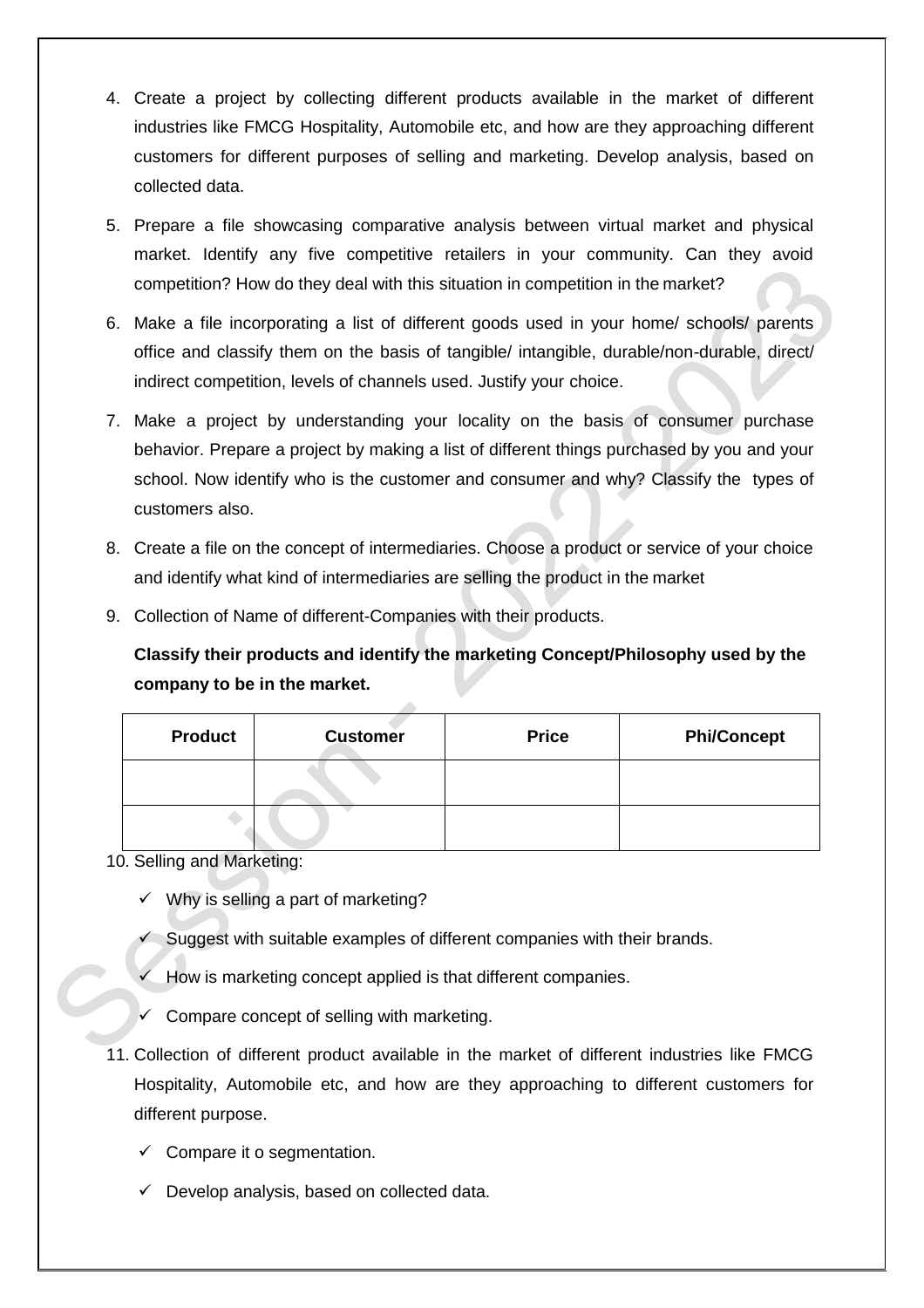4. Create a project by collecting different products available in the market of different industries like FMCG Hospitality, Automobile etc, and how are they approaching different customers for different purposes of selling and marketing. Develop analysis, based on collected data.
5. Prepare a file showcasing comparative analysis between virtual market and physical market. Identify any five competitive retailers in your community. Can they avoid competition? How do they deal with this situation in competition in the market?
6. Make a file incorporating a list of different goods used in your home/ schools/ parents office and classify them on the basis of tangible/ intangible, durable/non-durable, direct/ indirect competition, levels of channels used. Justify your choice.
7. Make a project by understanding your locality on the basis of consumer purchase behavior. Prepare a project by making a list of different things purchased by you and your school. Now identify who is the customer and consumer and why? Classify the types of customers also.
8. Create a file on the concept of intermediaries. Choose a product or service of your choice and identify what kind of intermediaries are selling the product in the market
9. Collection of Name of different-Companies with their products.

   **Classify their products and identify the marketing Concept/Philosophy used by the company to be in the market.**

| Product | Customer | Price | Phi/Concept |
|---|---|---|---|
| | | | |
| | | | |

10. Selling and Marketing:
    - ✓ Why is selling a part of marketing?
    - ✓ Suggest with suitable examples of different companies with their brands.
    - ✓ How is marketing concept applied is that different companies.
    - ✓ Compare concept of selling with marketing.
11. Collection of different product available in the market of different industries like FMCG Hospitality, Automobile etc, and how are they approaching to different customers for different purpose.
    - ✓ Compare it o segmentation.
    - ✓ Develop analysis, based on collected data.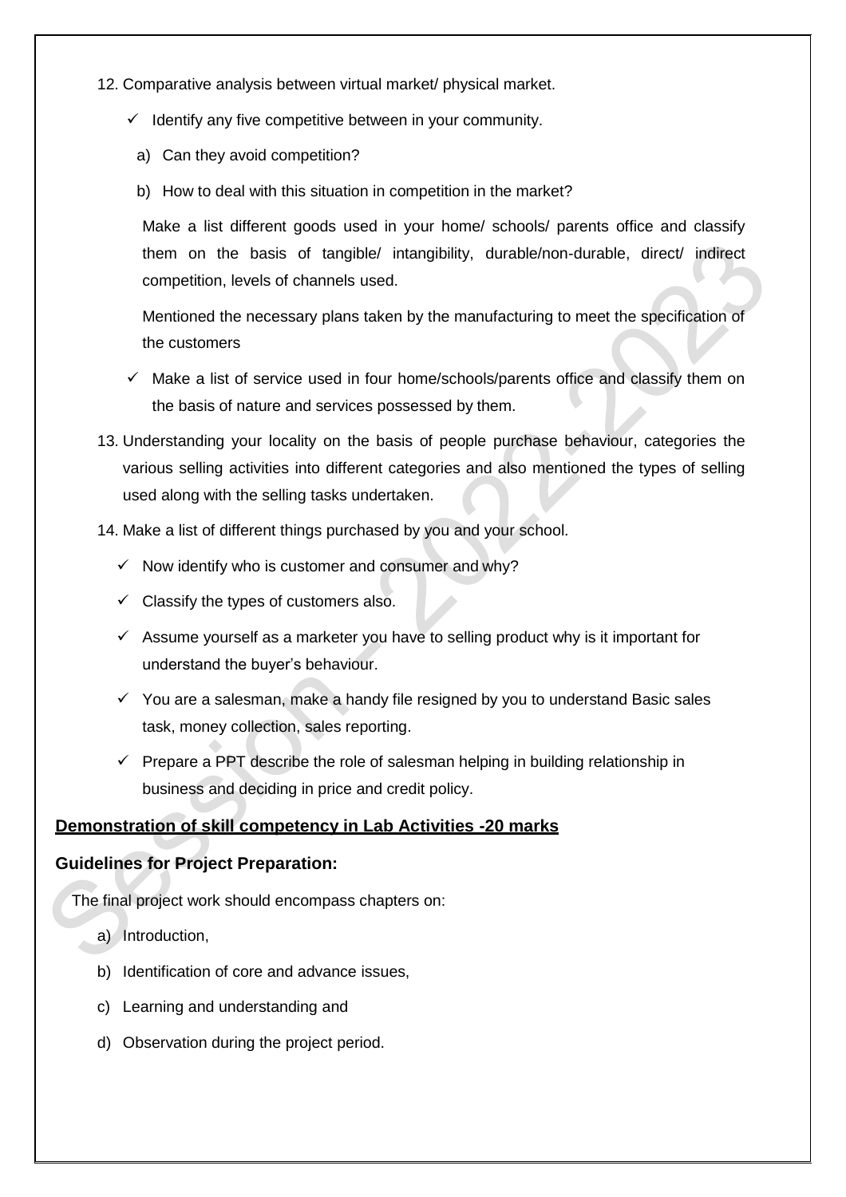12. Comparative analysis between virtual market/ physical market.

    - ✓ Identify any five competitive between in your community.

      a) Can they avoid competition?

      b) How to deal with this situation in competition in the market?

      Make a list different goods used in your home/ schools/ parents office and classify them on the basis of tangible/ intangibility, durable/non-durable, direct/ indirect competition, levels of channels used.

      Mentioned the necessary plans taken by the manufacturing to meet the specification of the customers

    - ✓ Make a list of service used in four home/schools/parents office and classify them on the basis of nature and services possessed by them.

13. Understanding your locality on the basis of people purchase behaviour, categories the various selling activities into different categories and also mentioned the types of selling used along with the selling tasks undertaken.

14. Make a list of different things purchased by you and your school.

    - ✓ Now identify who is customer and consumer and why?
    - ✓ Classify the types of customers also.
    - ✓ Assume yourself as a marketer you have to selling product why is it important for understand the buyer's behaviour.
    - ✓ You are a salesman, make a handy file resigned by you to understand Basic sales task, money collection, sales reporting.
    - ✓ Prepare a PPT describe the role of salesman helping in building relationship in business and deciding in price and credit policy.

**<u>Demonstration of skill competency in Lab Activities -20 marks</u>**

**Guidelines for Project Preparation:**

The final project work should encompass chapters on:

a) Introduction,

b) Identification of core and advance issues,

c) Learning and understanding and

d) Observation during the project period.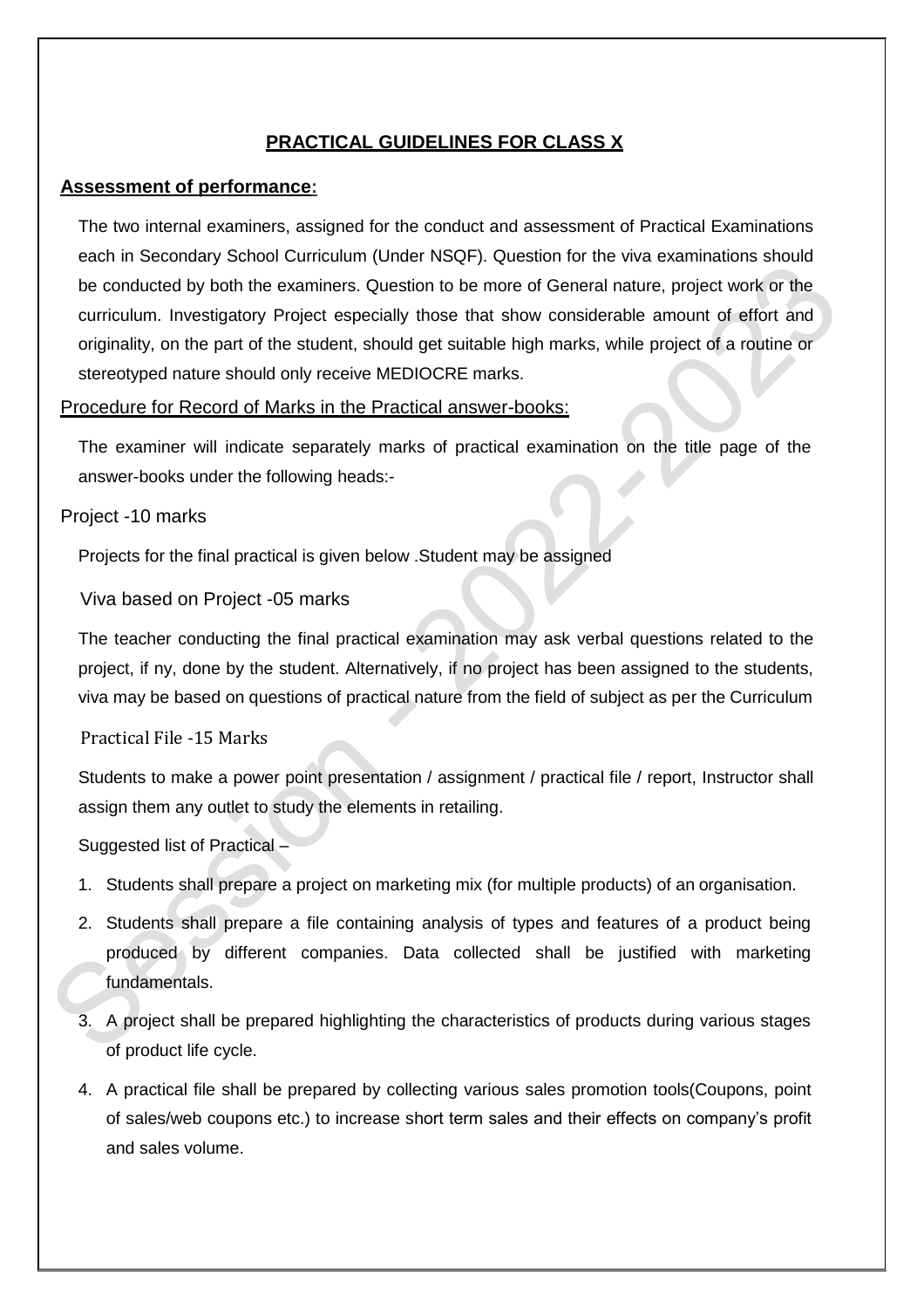## PRACTICAL GUIDELINES FOR CLASS X

### Assessment of performance:

The two internal examiners, assigned for the conduct and assessment of Practical Examinations each in Secondary School Curriculum (Under NSQF). Question for the viva examinations should be conducted by both the examiners. Question to be more of General nature, project work or the curriculum. Investigatory Project especially those that show considerable amount of effort and originality, on the part of the student, should get suitable high marks, while project of a routine or stereotyped nature should only receive MEDIOCRE marks.

Procedure for Record of Marks in the Practical answer-books:

The examiner will indicate separately marks of practical examination on the title page of the answer-books under the following heads:-

Project -10 marks

Projects for the final practical is given below .Student may be assigned

Viva based on Project -05 marks

The teacher conducting the final practical examination may ask verbal questions related to the project, if ny, done by the student. Alternatively, if no project has been assigned to the students, viva may be based on questions of practical nature from the field of subject as per the Curriculum

Practical File -15 Marks

Students to make a power point presentation / assignment / practical file / report, Instructor shall assign them any outlet to study the elements in retailing.

Suggested list of Practical –

1. Students shall prepare a project on marketing mix (for multiple products) of an organisation.
2. Students shall prepare a file containing analysis of types and features of a product being produced by different companies. Data collected shall be justified with marketing fundamentals.
3. A project shall be prepared highlighting the characteristics of products during various stages of product life cycle.
4. A practical file shall be prepared by collecting various sales promotion tools(Coupons, point of sales/web coupons etc.) to increase short term sales and their effects on company's profit and sales volume.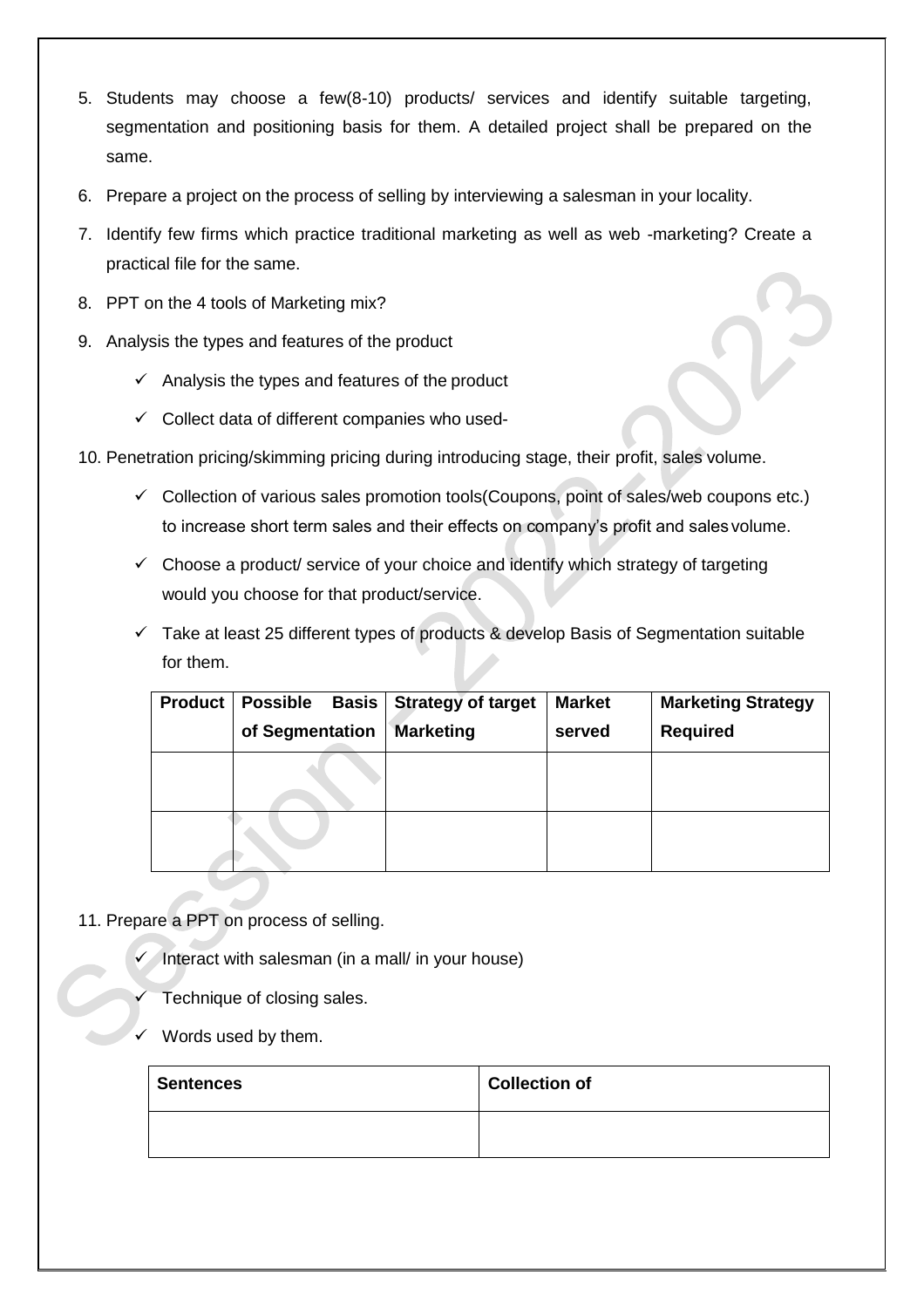5. Students may choose a few(8-10) products/ services and identify suitable targeting, segmentation and positioning basis for them. A detailed project shall be prepared on the same.
6. Prepare a project on the process of selling by interviewing a salesman in your locality.
7. Identify few firms which practice traditional marketing as well as web -marketing? Create a practical file for the same.
8. PPT on the 4 tools of Marketing mix?
9. Analysis the types and features of the product
   - ✓ Analysis the types and features of the product
   - ✓ Collect data of different companies who used-
10. Penetration pricing/skimming pricing during introducing stage, their profit, sales volume.
    - ✓ Collection of various sales promotion tools(Coupons, point of sales/web coupons etc.) to increase short term sales and their effects on company's profit and sales volume.
    - ✓ Choose a product/ service of your choice and identify which strategy of targeting would you choose for that product/service.
    - ✓ Take at least 25 different types of products & develop Basis of Segmentation suitable for them.

| Product | Possible Basis of Segmentation | Strategy of target Marketing | Market served | Marketing Strategy Required |
|---|---|---|---|---|
| | | | | |
| | | | | |

11. Prepare a PPT on process of selling.
    - ✓ Interact with salesman (in a mall/ in your house)
    - ✓ Technique of closing sales.
    - ✓ Words used by them.

| Sentences | Collection of |
|---|---|
| | |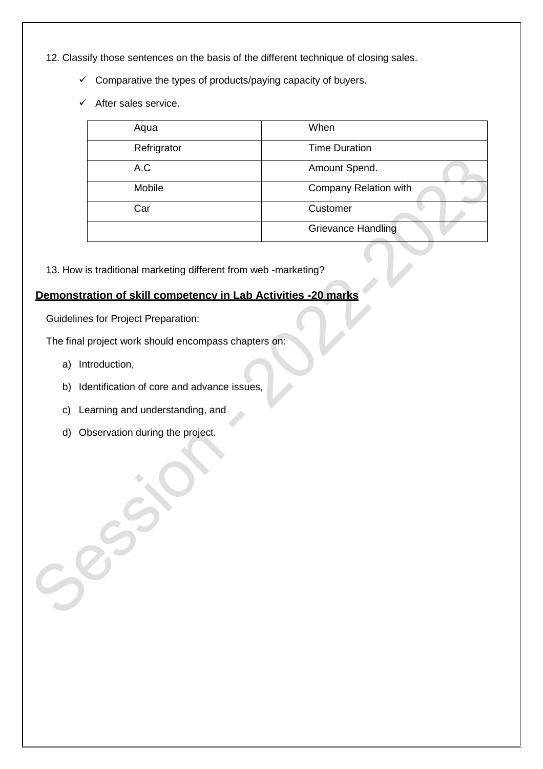12. Classify those sentences on the basis of the different technique of closing sales.

- ✓ Comparative the types of products/paying capacity of buyers.
- ✓ After sales service.

| | |
|---|---|
| Aqua | When |
| Refrigrator | Time Duration |
| A.C | Amount Spend. |
| Mobile | Company Relation with |
| Car | Customer |
| | Grievance Handling |

13. How is traditional marketing different from web -marketing?

**Demonstration of skill competency in Lab Activities -20 marks**

Guidelines for Project Preparation:

The final project work should encompass chapters on:

a) Introduction,

b) Identification of core and advance issues,

c) Learning and understanding, and

d) Observation during the project.